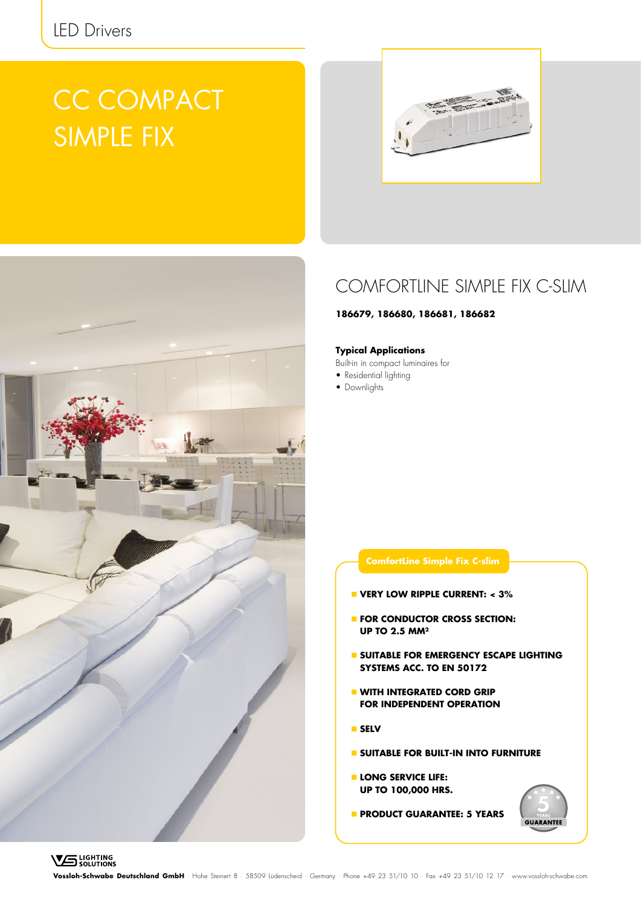LED Drivers

# CC COMPACT SIMPLE FIX

## COMFORTLINE SIMPLE FIX C-SLIM

**186679, 186680, 186681, 186682**

**Typical Applications**

Built-in in compact luminaires for

- Residential lighting
- Downlights

### ComfortLine Simple Fix C-slim

- **VERY LOW RIPPLE CURRENT: < 3%**
- **FOR CONDUCTOR CROSS SECTION: UP TO 2.5 MM²**
- **SUITABLE FOR EMERGENCY ESCAPE LIGHTING SYSTEMS ACC. TO EN 50172**
- **WITH INTEGRATED CORD GRIP FOR INDEPENDENT OPERATION**
- **SELV**
- **SUITABLE FOR BUILT-IN INTO FURNITURE**
- **LONG SERVICE LIFE: UP TO 100,000 HRS.**
- **PRODUCT GUARANTEE: 5 YEARS**

5 YEARS GUARANTEE

**Vossloh-Schwabe Deutschland GmbH** · Hohe Steinert 8 · 58509 Lüdenscheid · Germany · Phone +49 23 51/10 10 · Fax +49 23 51/10 12 17 · www.vossloh-schwabe.com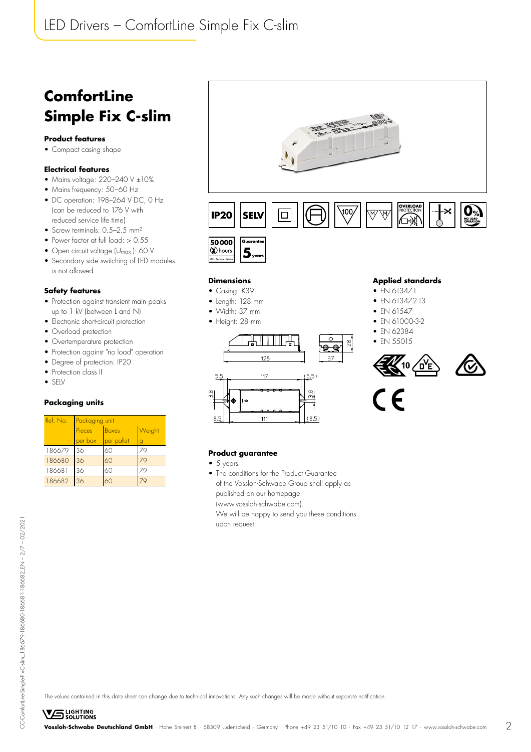# ComfortLine Simple Fix C-slim

### Product features

- Compact casing shape

### Electrical features

- Mains voltage: 220–240 V ±10%
- Mains frequency: 50–60 Hz
- DC operation: 198–264 V DC, 0 Hz (can be reduced to 176 V with reduced service life time)
- Screw terminals: 0.5–2.5 mm²
- Power factor at full load: > 0.55
- Open circuit voltage ($U_{max.}$): 60 V
- Secondary side switching of LED modules is not allowed.

### Safety features

- Protection against transient main peaks up to 1 kV (between L and N)
- Electronic short-circuit protection
- Overload protection
- Overtemperature protection
- Protection against "no load" operation
- Degree of protection: IP20
- Protection class II
- SELV

### Packaging units

| Ref. No. | Packaging unit | | |
|---|---|---|---|
| | Pieces per box | Boxes per pallet | Weight g |
| 186679 | 36 | 60 | 79 |
| 186680 | 36 | 60 | 79 |
| 186681 | 36 | 60 | 79 |
| 186682 | 36 | 60 | 79 |

IP20 SELV 100 OVERLOAD PROTECTION 0% NO LOAD OPERATION

50 000 hours Min. Service Lifetime

Guarantee 5 years

### Dimensions

- Casing: K39
- Length: 128 mm
- Width: 37 mm
- Height: 28 mm

### Applied standards

- EN 61347-1
- EN 61347-2-13
- EN 61547
- EN 61000-3-2
- EN 62384
- EN 55015

### Product guarantee

- 5 years
- The conditions for the Product Guarantee of the Vossloh-Schwabe Group shall apply as published on our homepage (www.vossloh-schwabe.com). We will be happy to send you these conditions upon request.

The values contained in this data sheet can change due to technical innovations. Any such changes will be made without separate notification.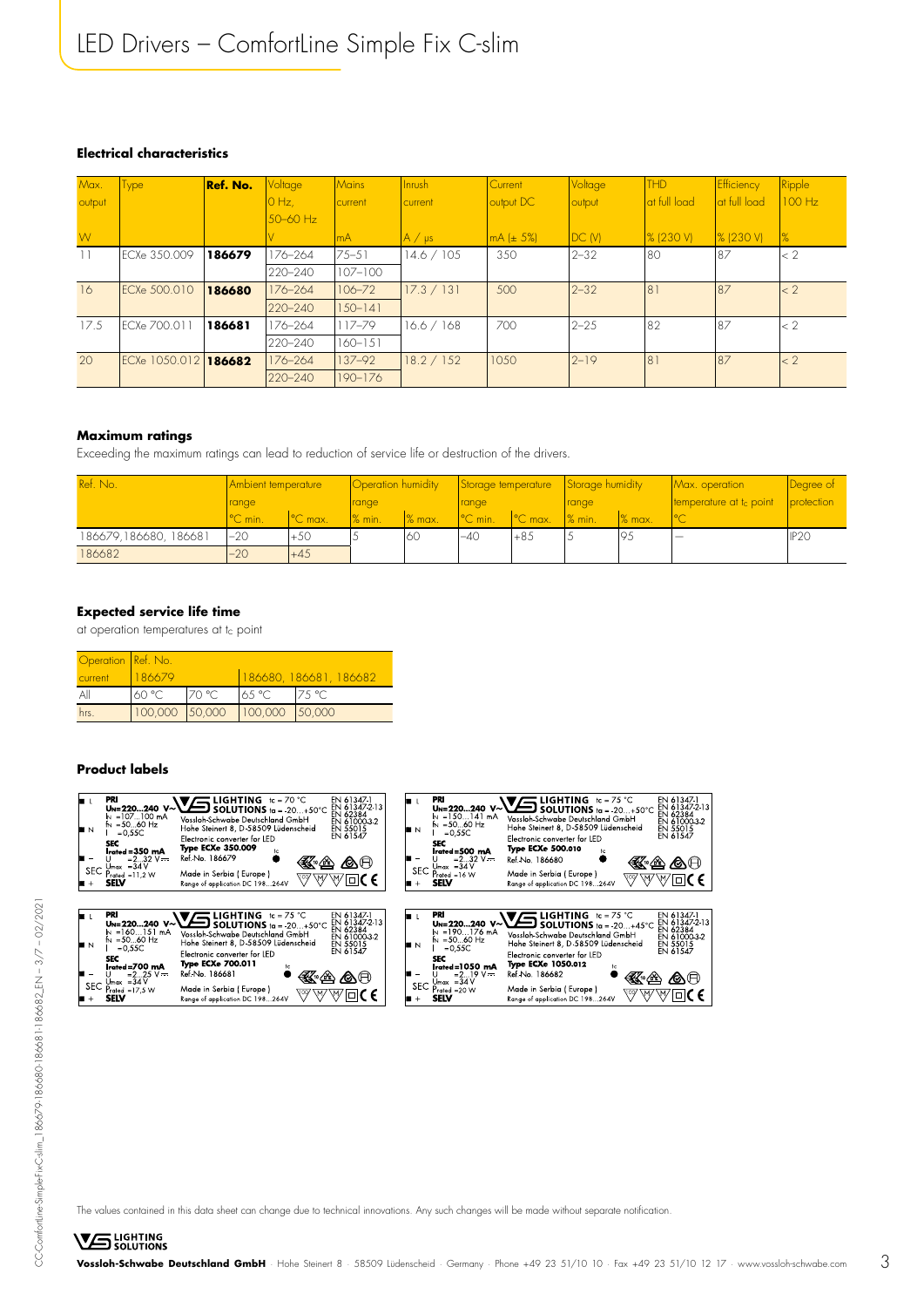### Electrical characteristics

| Max. output | Type | Ref. No. | Voltage 0 Hz, 50–60 Hz | Mains current | Inrush current | Current output DC | Voltage output | THD at full load | Efficiency at full load | Ripple 100 Hz |
|---|---|---|---|---|---|---|---|---|---|---|
| W | | | V | mA | A / µs | mA (± 5%) | DC (V) | % (230 V) | % (230 V) | % |
| 11 | ECXe 350.009 | **186679** | 176–264 | 75–51 | 14.6 / 105 | 350 | 2–32 | 80 | 87 | < 2 |
| | | | 220–240 | 107–100 | | | | | | |
| 16 | ECXe 500.010 | **186680** | 176–264 | 106–72 | 17.3 / 131 | 500 | 2–32 | 81 | 87 | < 2 |
| | | | 220–240 | 150–141 | | | | | | |
| 17.5 | ECXe 700.011 | **186681** | 176–264 | 117–79 | 16.6 / 168 | 700 | 2–25 | 82 | 87 | < 2 |
| | | | 220–240 | 160–151 | | | | | | |
| 20 | ECXe 1050.012 | **186682** | 176–264 | 137–92 | 18.2 / 152 | 1050 | 2–19 | 81 | 87 | < 2 |
| | | | 220–240 | 190–176 | | | | | | |

### Maximum ratings

Exceeding the maximum ratings can lead to reduction of service life or destruction of the drivers.

| Ref. No. | Ambient temperature range | | Operation humidity range | | Storage temperature range | | Storage humidity range | | Max. operation temperature at $t_c$ point | Degree of protection |
|---|---|---|---|---|---|---|---|---|---|---|
| | °C min. | °C max. | % min. | % max. | °C min. | °C max. | % min. | % max. | °C | |
| 186679, 186680, 186681 | –20 | +50 | 5 | 60 | –40 | +85 | 5 | 95 | – | IP20 |
| 186682 | –20 | +45 | | | | | | | | |

### Expected service life time

at operation temperatures at $t_c$ point

| Operation current | Ref. No. 186679 | | 186680, 186681, 186682 | |
|---|---|---|---|---|
| All | 60 °C | 70 °C | 65 °C | 75 °C |
| hrs. | 100,000 | 50,000 | 100,000 | 50,000 |

### Product labels

PRI: UN=220...240 V~, IN =107...100 mA, fN =50...60 Hz, λ =0,55C; SEC: Irated=350 mA, U =2...32 V⎓, Umax =34 V, Prated =11,2 W, SELV
LIGHTING SOLUTIONS tc = 70 °C, ta = -20...+50°C
Vossloh-Schwabe Deutschland GmbH, Hohe Steinert 8, D-58509 Lüdenscheid
Electronic converter for LED
Type ECXe 350.009, Ref.-No. 186679
Made in Serbia ( Europe )
Range of application DC 198...264V
EN 61347-1, EN 61347-2-13, EN 62384, EN 61000-3-2, EN 55015, EN 61547

PRI: UN=220...240 V~, IN =150...141 mA, fN =50...60 Hz, λ =0,55C; SEC: Irated=500 mA, U =2...32 V⎓, Umax =34 V, Prated =16 W, SELV
LIGHTING SOLUTIONS tc = 75 °C, ta = -20...+50°C
Vossloh-Schwabe Deutschland GmbH, Hohe Steinert 8, D-58509 Lüdenscheid
Electronic converter for LED
Type ECXe 500.010, Ref.-No. 186680
Made in Serbia ( Europe )
Range of application DC 198...264V
EN 61347-1, EN 61347-2-13, EN 62384, EN 61000-3-2, EN 55015, EN 61547

PRI: UN=220...240 V~, IN =160...151 mA, fN =50...60 Hz, λ =0,55C; SEC: Irated=700 mA, U =2...25 V⎓, Umax =34 V, Prated =17,5 W, SELV
LIGHTING SOLUTIONS tc = 75 °C, ta = -20...+50°C
Vossloh-Schwabe Deutschland GmbH, Hohe Steinert 8, D-58509 Lüdenscheid
Electronic converter for LED
Type ECXe 700.011, Ref.-No. 186681
Made in Serbia ( Europe )
Range of application DC 198...264V
EN 61347-1, EN 61347-2-13, EN 62384, EN 61000-3-2, EN 55015, EN 61547

PRI: UN=220...240 V~, IN =190...176 mA, fN =50...60 Hz, λ =0,55C; SEC: Irated=1050 mA, U =2...19 V⎓, Umax =34 V, Prated =20 W, SELV
LIGHTING SOLUTIONS tc = 75 °C, ta = -20...+45°C
Vossloh-Schwabe Deutschland GmbH, Hohe Steinert 8, D-58509 Lüdenscheid
Electronic converter for LED
Type ECXe 1050.012, Ref.-No. 186682
Made in Serbia ( Europe )
Range of application DC 198...264V
EN 61347-1, EN 61347-2-13, EN 62384, EN 61000-3-2, EN 55015, EN 61547

The values contained in this data sheet can change due to technical innovations. Any such changes will be made without separate notification.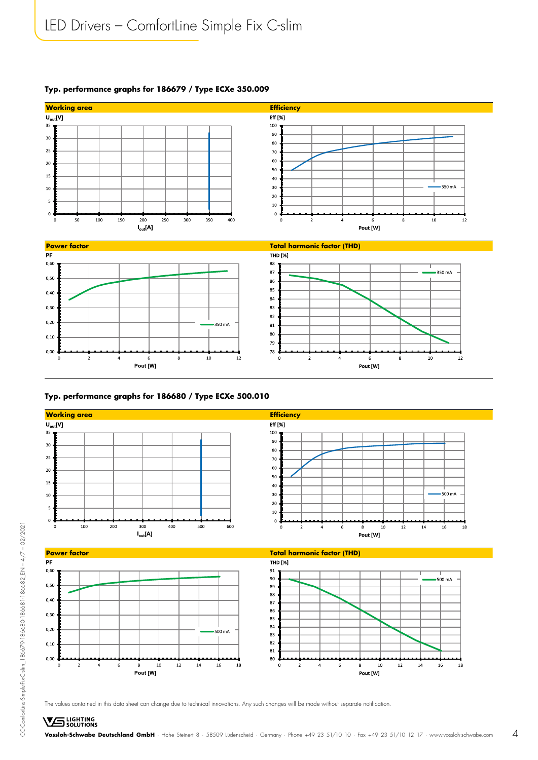## Typ. performance graphs for 186679 / Type ECXe 350.009

**Working area**

$U_{out}$[V]

35
30
25
20
15
10
5
0

0 50 100 150 200 250 300 350 400

$I_{out}$[A]

**Efficiency**

Eff [%]

100
90
80
70
60
50
40
30
20
10
0

0 2 4 6 8 10 12

Pout [W]

350 mA

**Power factor**

PF

0,60
0,50
0,40
0,30
0,20
0,10
0,00

0 2 4 6 8 10 12

Pout [W]

350 mA

**Total harmonic factor (THD)**

THD [%]

88
87
86
85
84
83
82
81
80
79
78

0 2 4 6 8 10 12

Pout [W]

350 mA

## Typ. performance graphs for 186680 / Type ECXe 500.010

**Working area**

$U_{out}$[V]

35
30
25
20
15
10
5
0

0 100 200 300 400 500 600

$I_{out}$[A]

**Efficiency**

Eff [%]

100
90
80
70
60
50
40
30
20
10
0

0 2 4 6 8 10 12 14 16 18

Pout [W]

500 mA

**Power factor**

PF

0,60
0,50
0,40
0,30
0,20
0,10
0,00

0 2 4 6 8 10 12 14 16 18

Pout [W]

500 mA

**Total harmonic factor (THD)**

THD [%]

91
90
89
88
87
86
85
84
83
82
81
80

0 2 4 6 8 10 12 14 16 18

Pout [W]

500 mA

The values contained in this data sheet can change due to technical innovations. Any such changes will be made without separate notification.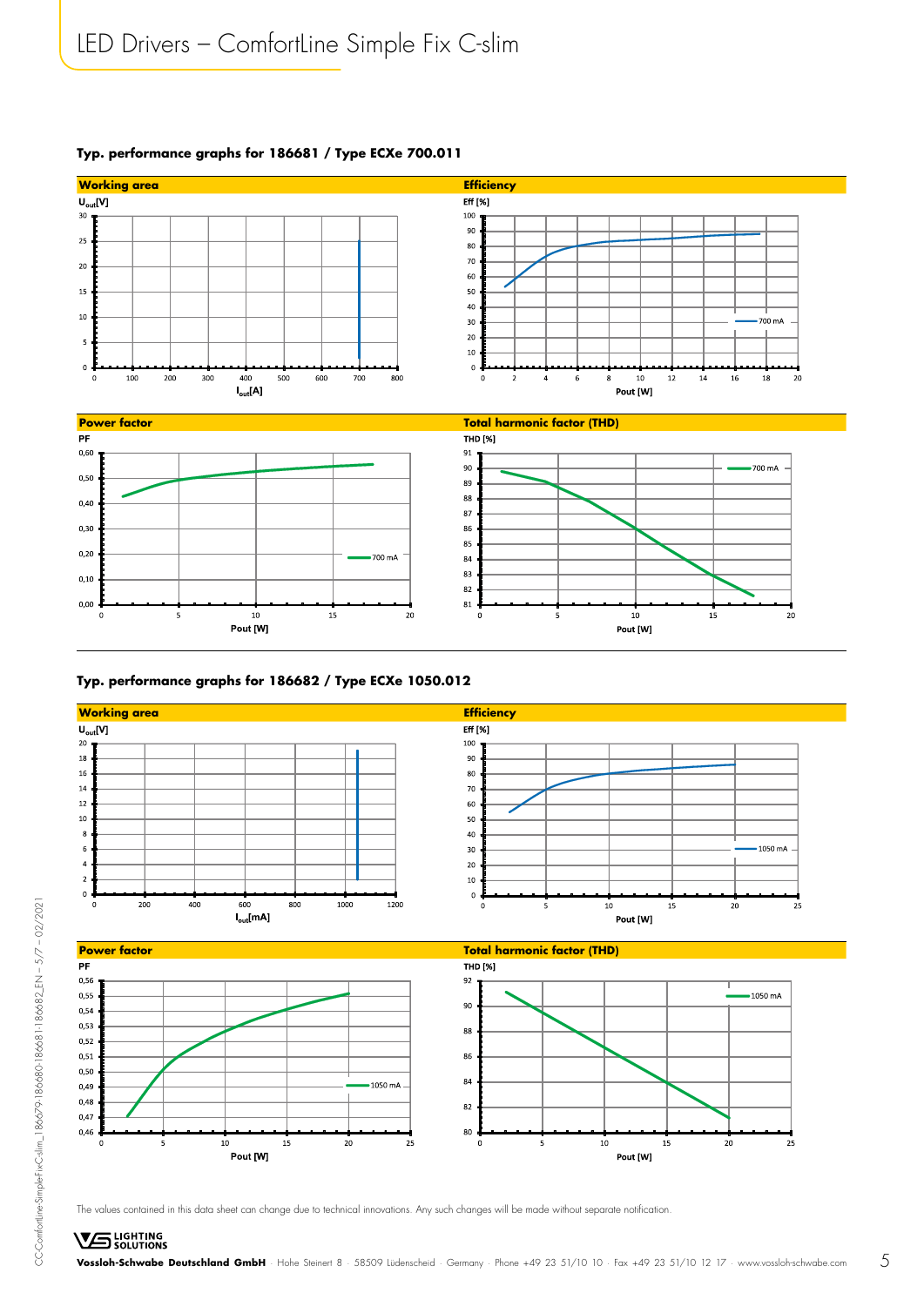## Typ. performance graphs for 186681 / Type ECXe 700.011

**Working area**

$U_{out}$[V]

$I_{out}$[A]

**Efficiency**

Eff [%]

Pout [W]

700 mA

**Power factor**

PF

Pout [W]

700 mA

**Total harmonic factor (THD)**

THD [%]

Pout [W]

700 mA

## Typ. performance graphs for 186682 / Type ECXe 1050.012

**Working area**

$U_{out}$[V]

$I_{out}$[mA]

**Efficiency**

Eff [%]

Pout [W]

1050 mA

**Power factor**

PF

Pout [W]

1050 mA

**Total harmonic factor (THD)**

THD [%]

Pout [W]

1050 mA

The values contained in this data sheet can change due to technical innovations. Any such changes will be made without separate notification.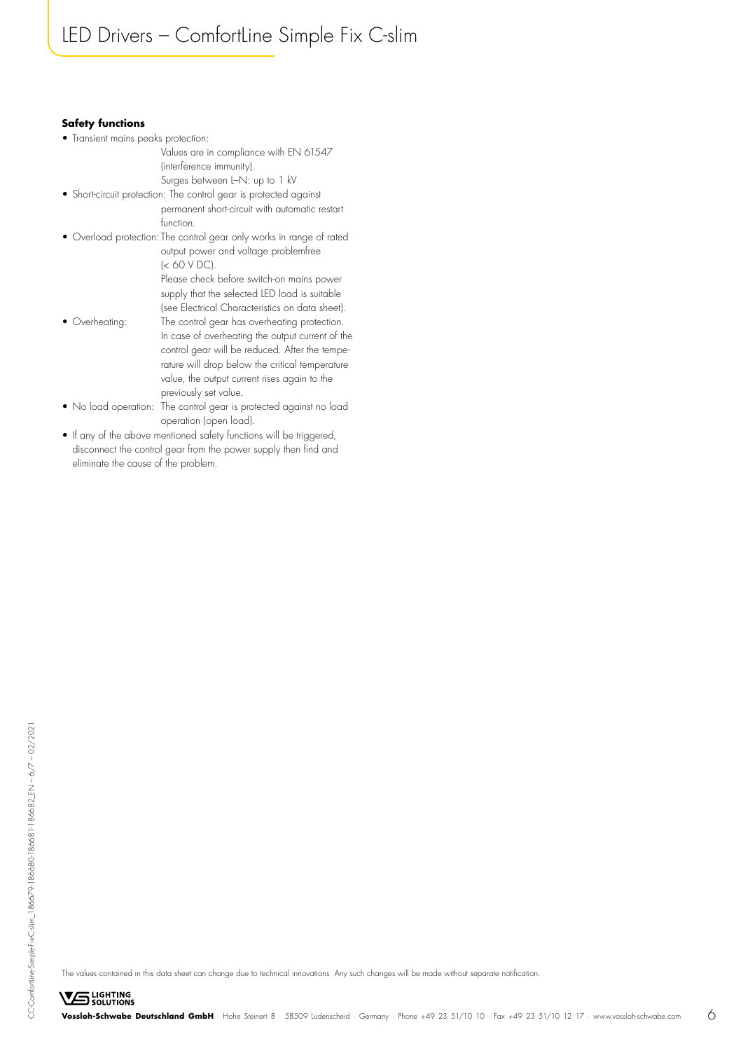#### Safety functions

- Transient mains peaks protection: Values are in compliance with EN 61547 (interference immunity). Surges between L–N: up to 1 kV
- Short-circuit protection: The control gear is protected against permanent short-circuit with automatic restart function.
- Overload protection: The control gear only works in range of rated output power and voltage problemfree (< 60 V DC). Please check before switch-on mains power supply that the selected LED load is suitable (see Electrical Characteristics on data sheet).
- Overheating: The control gear has overheating protection. In case of overheating the output current of the control gear will be reduced. After the temperature will drop below the critical temperature value, the output current rises again to the previously set value.
- No load operation: The control gear is protected against no load operation (open load).
- If any of the above mentioned safety functions will be triggered, disconnect the control gear from the power supply then find and eliminate the cause of the problem.

The values contained in this data sheet can change due to technical innovations. Any such changes will be made without separate notification.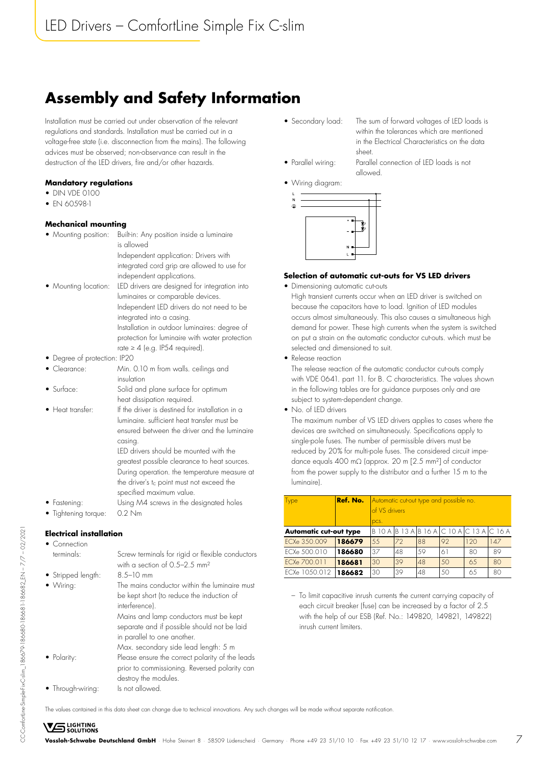# LED Drivers – ComfortLine Simple Fix C-slim

## Assembly and Safety Information

Installation must be carried out under observation of the relevant regulations and standards. Installation must be carried out in a voltage-free state (i.e. disconnection from the mains). The following advices must be observed; non-observance can result in the destruction of the LED drivers, fire and/or other hazards.

### Mandatory regulations

- DIN VDE 0100
- EN 60598-1

### Mechanical mounting

- Mounting position: Built-in: Any position inside a luminaire is allowed
  Independent application: Drivers with integrated cord grip are allowed to use for independent applications.
- Mounting location: LED drivers are designed for integration into luminaires or comparable devices.
  Independent LED drivers do not need to be integrated into a casing.
  Installation in outdoor luminaires: degree of protection for luminaire with water protection rate ≥ 4 (e.g. IP54 required).
- Degree of protection: IP20
- Clearance: Min. 0.10 m from walls. ceilings and insulation
- Surface: Solid and plane surface for optimum heat dissipation required.
- Heat transfer: If the driver is destined for installation in a luminaire. sufficient heat transfer must be ensured between the driver and the luminaire casing.
  LED drivers should be mounted with the greatest possible clearance to heat sources. During operation. the temperature measure at the driver's $t_c$ point must not exceed the specified maximum value.
- Fastening: Using M4 screws in the designated holes
- Tightening torque: 0.2 Nm

### Electrical installation

- Connection terminals: Screw terminals for rigid or flexible conductors with a section of 0.5–2.5 mm²
- Stripped length: 8.5–10 mm
- Wiring: The mains conductor within the luminaire must be kept short (to reduce the induction of interference).
  Mains and lamp conductors must be kept separate and if possible should not be laid in parallel to one another.
  Max. secondary side lead length: 5 m
- Polarity: Please ensure the correct polarity of the leads prior to commissioning. Reversed polarity can destroy the modules.
- Through-wiring: Is not allowed.
- Secondary load: The sum of forward voltages of LED loads is within the tolerances which are mentioned in the Electrical Characteristics on the data sheet.
- Parallel wiring: Parallel connection of LED loads is not allowed.
- Wiring diagram:

L
N
⏚
+
–
N
L

### Selection of automatic cut-outs for VS LED drivers

- Dimensioning automatic cut-outs
  High transient currents occur when an LED driver is switched on because the capacitors have to load. Ignition of LED modules occurs almost simultaneously. This also causes a simultaneous high demand for power. These high currents when the system is switched on put a strain on the automatic conductor cut-outs. which must be selected and dimensioned to suit.
- Release reaction
  The release reaction of the automatic conductor cut-outs comply with VDE 0641. part 11. for B. C characteristics. The values shown in the following tables are for guidance purposes only and are subject to system-dependent change.
- No. of LED drivers
  The maximum number of VS LED drivers applies to cases where the devices are switched on simultaneously. Specifications apply to single-pole fuses. The number of permissible drivers must be reduced by 20% for multi-pole fuses. The considered circuit impedance equals 400 mΩ (approx. 20 m [2.5 mm²] of conductor from the power supply to the distributor and a further 15 m to the luminaire).

| Type | Ref. No. | Automatic cut-out type and possible no. of VS drivers pcs. | | | | | |
|---|---|---|---|---|---|---|---|
| **Automatic cut-out type** | | B 10 A | B 13 A | B 16 A | C 10 A | C 13 A | C 16 A |
| ECXe 350.009 | **186679** | 55 | 72 | 88 | 92 | 120 | 147 |
| ECXe 500.010 | **186680** | 37 | 48 | 59 | 61 | 80 | 89 |
| ECXe 700.011 | **186681** | 30 | 39 | 48 | 50 | 65 | 80 |
| ECXe 1050.012 | **186682** | 30 | 39 | 48 | 50 | 65 | 80 |

– To limit capacitive inrush currents the current carrying capacity of each circuit breaker (fuse) can be increased by a factor of 2.5 with the help of our ESB (Ref. No.: 149820, 149821, 149822) inrush current limiters.

The values contained in this data sheet can change due to technical innovations. Any such changes will be made without separate notification.